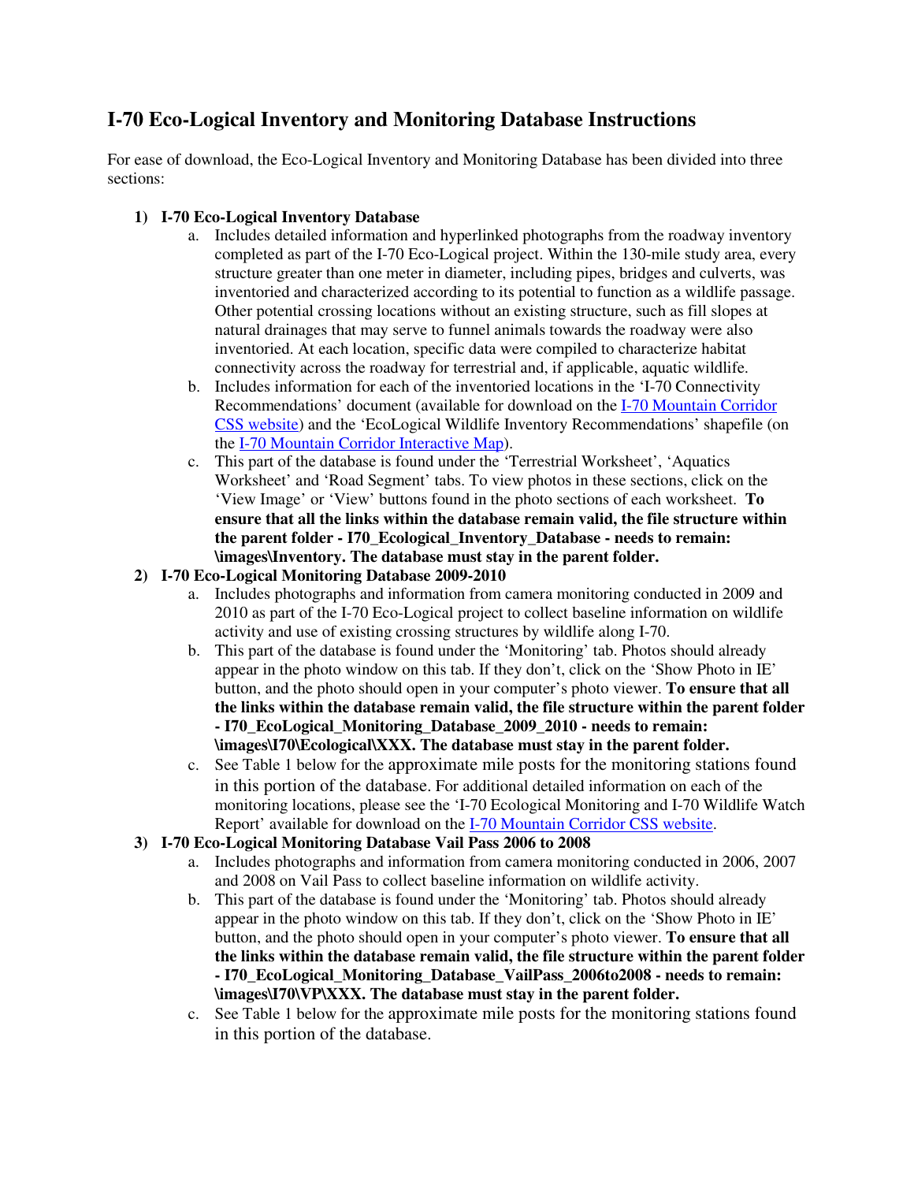# I-70 Eco-Logical Inventory and Monitoring Database Instructions

For ease of download, the Eco-Logical Inventory and Monitoring Database has been divided into three sections:

1) **I-70 Eco-Logical Inventory Database**
   a. Includes detailed information and hyperlinked photographs from the roadway inventory completed as part of the I-70 Eco-Logical project. Within the 130-mile study area, every structure greater than one meter in diameter, including pipes, bridges and culverts, was inventoried and characterized according to its potential to function as a wildlife passage. Other potential crossing locations without an existing structure, such as fill slopes at natural drainages that may serve to funnel animals towards the roadway were also inventoried. At each location, specific data were compiled to characterize habitat connectivity across the roadway for terrestrial and, if applicable, aquatic wildlife.
   b. Includes information for each of the inventoried locations in the 'I-70 Connectivity Recommendations' document (available for download on the I-70 Mountain Corridor CSS website) and the 'EcoLogical Wildlife Inventory Recommendations' shapefile (on the I-70 Mountain Corridor Interactive Map).
   c. This part of the database is found under the 'Terrestrial Worksheet', 'Aquatics Worksheet' and 'Road Segment' tabs. To view photos in these sections, click on the 'View Image' or 'View' buttons found in the photo sections of each worksheet. **To ensure that all the links within the database remain valid, the file structure within the parent folder - I70_Ecological_Inventory_Database - needs to remain: \images\Inventory. The database must stay in the parent folder.**
2) **I-70 Eco-Logical Monitoring Database 2009-2010**
   a. Includes photographs and information from camera monitoring conducted in 2009 and 2010 as part of the I-70 Eco-Logical project to collect baseline information on wildlife activity and use of existing crossing structures by wildlife along I-70.
   b. This part of the database is found under the 'Monitoring' tab. Photos should already appear in the photo window on this tab. If they don't, click on the 'Show Photo in IE' button, and the photo should open in your computer's photo viewer. **To ensure that all the links within the database remain valid, the file structure within the parent folder - I70_EcoLogical_Monitoring_Database_2009_2010 - needs to remain: \images\I70\Ecological\XXX. The database must stay in the parent folder.**
   c. See Table 1 below for the approximate mile posts for the monitoring stations found in this portion of the database. For additional detailed information on each of the monitoring locations, please see the 'I-70 Ecological Monitoring and I-70 Wildlife Watch Report' available for download on the I-70 Mountain Corridor CSS website.
3) **I-70 Eco-Logical Monitoring Database Vail Pass 2006 to 2008**
   a. Includes photographs and information from camera monitoring conducted in 2006, 2007 and 2008 on Vail Pass to collect baseline information on wildlife activity.
   b. This part of the database is found under the 'Monitoring' tab. Photos should already appear in the photo window on this tab. If they don't, click on the 'Show Photo in IE' button, and the photo should open in your computer's photo viewer. **To ensure that all the links within the database remain valid, the file structure within the parent folder - I70_EcoLogical_Monitoring_Database_VailPass_2006to2008 - needs to remain: \images\I70\VP\XXX. The database must stay in the parent folder.**
   c. See Table 1 below for the approximate mile posts for the monitoring stations found in this portion of the database.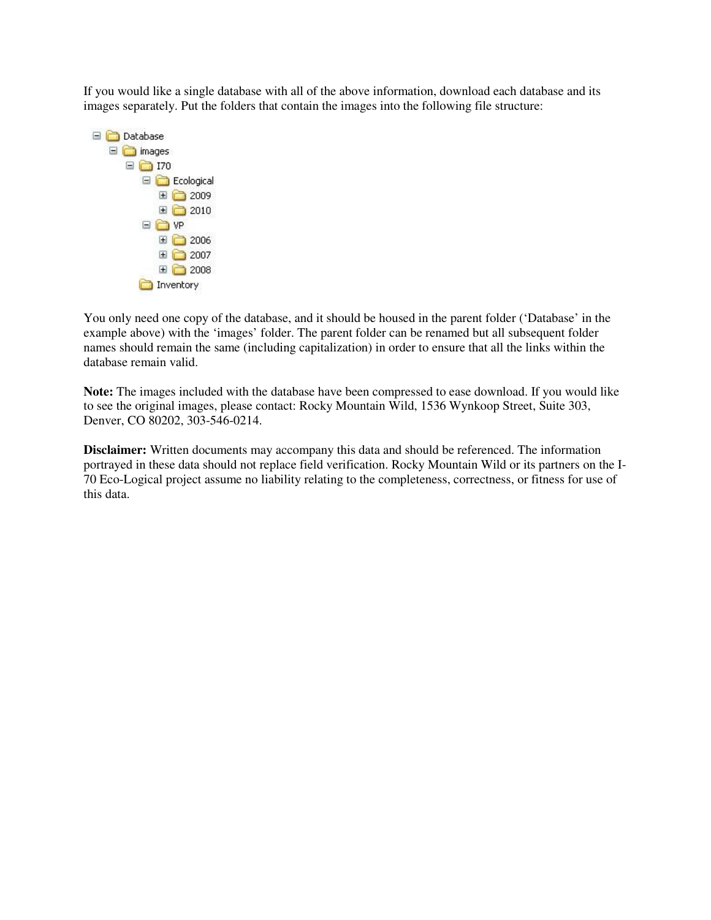If you would like a single database with all of the above information, download each database and its images separately. Put the folders that contain the images into the following file structure:

```
Database
  images
    I70
      Ecological
        2009
        2010
      VP
        2006
        2007
        2008
    Inventory
```

You only need one copy of the database, and it should be housed in the parent folder ('Database' in the example above) with the 'images' folder. The parent folder can be renamed but all subsequent folder names should remain the same (including capitalization) in order to ensure that all the links within the database remain valid.

**Note:** The images included with the database have been compressed to ease download. If you would like to see the original images, please contact: Rocky Mountain Wild, 1536 Wynkoop Street, Suite 303, Denver, CO 80202, 303-546-0214.

**Disclaimer:** Written documents may accompany this data and should be referenced. The information portrayed in these data should not replace field verification. Rocky Mountain Wild or its partners on the I-70 Eco-Logical project assume no liability relating to the completeness, correctness, or fitness for use of this data.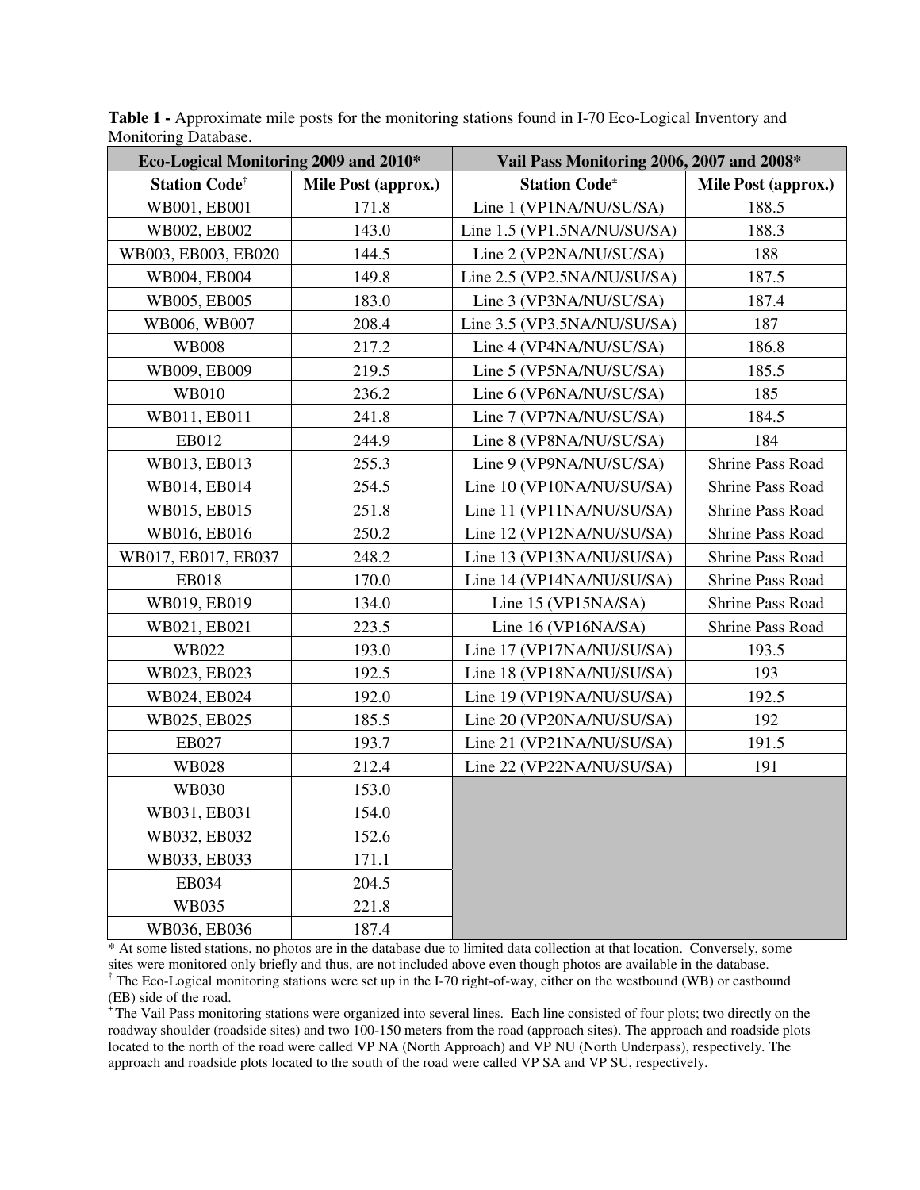**Table 1 -** Approximate mile posts for the monitoring stations found in I-70 Eco-Logical Inventory and Monitoring Database.

| Eco-Logical Monitoring 2009 and 2010* | | Vail Pass Monitoring 2006, 2007 and 2008* | |
|---|---|---|---|
| **Station Code**[†] | **Mile Post (approx.)** | **Station Code**[±] | **Mile Post (approx.)** |
| WB001, EB001 | 171.8 | Line 1 (VP1NA/NU/SU/SA) | 188.5 |
| WB002, EB002 | 143.0 | Line 1.5 (VP1.5NA/NU/SU/SA) | 188.3 |
| WB003, EB003, EB020 | 144.5 | Line 2 (VP2NA/NU/SU/SA) | 188 |
| WB004, EB004 | 149.8 | Line 2.5 (VP2.5NA/NU/SU/SA) | 187.5 |
| WB005, EB005 | 183.0 | Line 3 (VP3NA/NU/SU/SA) | 187.4 |
| WB006, WB007 | 208.4 | Line 3.5 (VP3.5NA/NU/SU/SA) | 187 |
| WB008 | 217.2 | Line 4 (VP4NA/NU/SU/SA) | 186.8 |
| WB009, EB009 | 219.5 | Line 5 (VP5NA/NU/SU/SA) | 185.5 |
| WB010 | 236.2 | Line 6 (VP6NA/NU/SU/SA) | 185 |
| WB011, EB011 | 241.8 | Line 7 (VP7NA/NU/SU/SA) | 184.5 |
| EB012 | 244.9 | Line 8 (VP8NA/NU/SU/SA) | 184 |
| WB013, EB013 | 255.3 | Line 9 (VP9NA/NU/SU/SA) | Shrine Pass Road |
| WB014, EB014 | 254.5 | Line 10 (VP10NA/NU/SU/SA) | Shrine Pass Road |
| WB015, EB015 | 251.8 | Line 11 (VP11NA/NU/SU/SA) | Shrine Pass Road |
| WB016, EB016 | 250.2 | Line 12 (VP12NA/NU/SU/SA) | Shrine Pass Road |
| WB017, EB017, EB037 | 248.2 | Line 13 (VP13NA/NU/SU/SA) | Shrine Pass Road |
| EB018 | 170.0 | Line 14 (VP14NA/NU/SU/SA) | Shrine Pass Road |
| WB019, EB019 | 134.0 | Line 15 (VP15NA/SA) | Shrine Pass Road |
| WB021, EB021 | 223.5 | Line 16 (VP16NA/SA) | Shrine Pass Road |
| WB022 | 193.0 | Line 17 (VP17NA/NU/SU/SA) | 193.5 |
| WB023, EB023 | 192.5 | Line 18 (VP18NA/NU/SU/SA) | 193 |
| WB024, EB024 | 192.0 | Line 19 (VP19NA/NU/SU/SA) | 192.5 |
| WB025, EB025 | 185.5 | Line 20 (VP20NA/NU/SU/SA) | 192 |
| EB027 | 193.7 | Line 21 (VP21NA/NU/SU/SA) | 191.5 |
| WB028 | 212.4 | Line 22 (VP22NA/NU/SU/SA) | 191 |
| WB030 | 153.0 | | |
| WB031, EB031 | 154.0 | | |
| WB032, EB032 | 152.6 | | |
| WB033, EB033 | 171.1 | | |
| EB034 | 204.5 | | |
| WB035 | 221.8 | | |
| WB036, EB036 | 187.4 | | |

* At some listed stations, no photos are in the database due to limited data collection at that location. Conversely, some sites were monitored only briefly and thus, are not included above even though photos are available in the database.

[†] The Eco-Logical monitoring stations were set up in the I-70 right-of-way, either on the westbound (WB) or eastbound (EB) side of the road.

[±] The Vail Pass monitoring stations were organized into several lines. Each line consisted of four plots; two directly on the roadway shoulder (roadside sites) and two 100-150 meters from the road (approach sites). The approach and roadside plots located to the north of the road were called VP NA (North Approach) and VP NU (North Underpass), respectively. The approach and roadside plots located to the south of the road were called VP SA and VP SU, respectively.